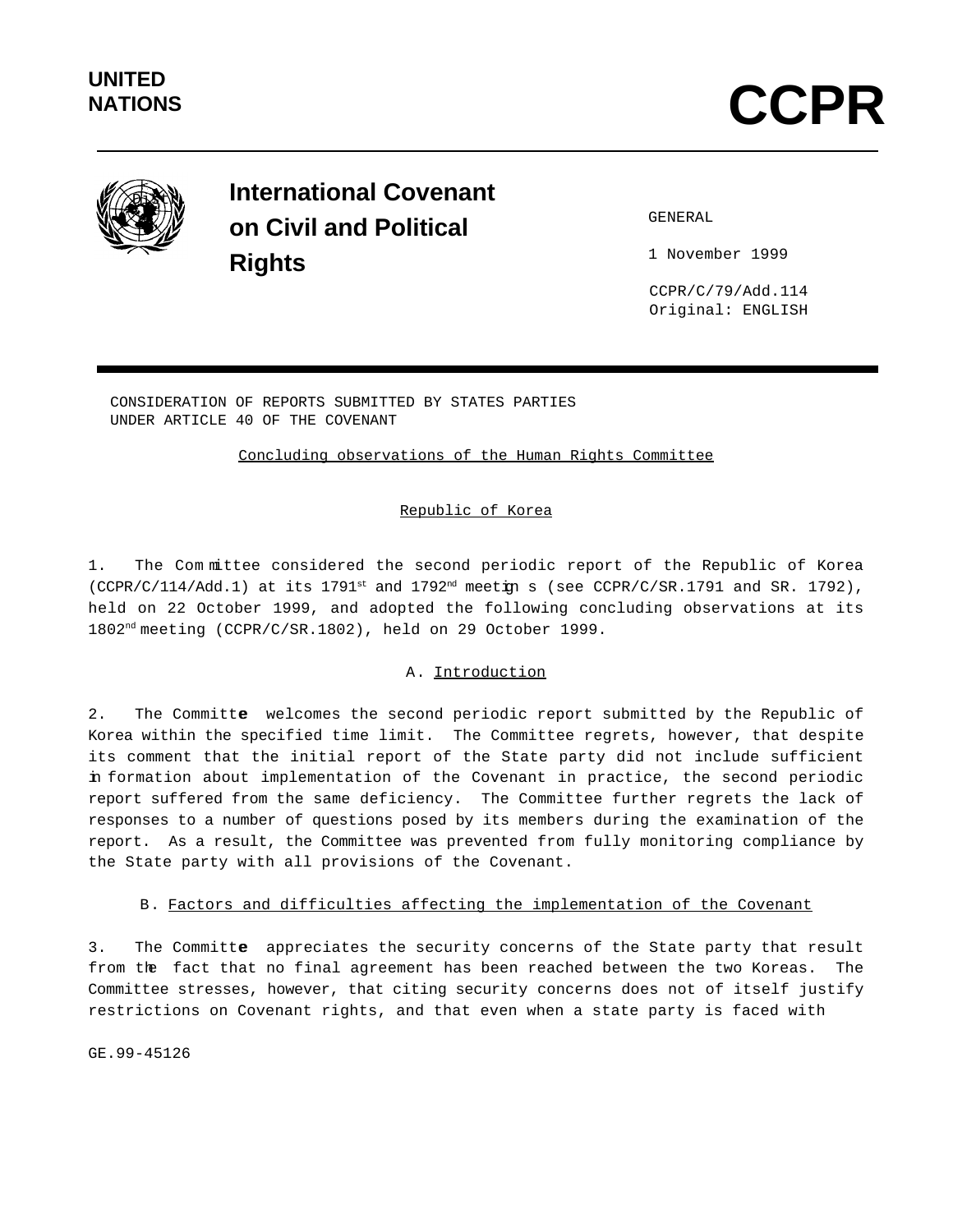UNITED NATIONS

# CCPR

## International Covenant on Civil and Political Rights

GENERAL

1 November 1999

CCPR/C/79/Add.114
Original: ENGLISH

CONSIDERATION OF REPORTS SUBMITTED BY STATES PARTIES UNDER ARTICLE 40 OF THE COVENANT

Concluding observations of the Human Rights Committee

Republic of Korea

1. The Committee considered the second periodic report of the Republic of Korea (CCPR/C/114/Add.1) at its 1791st and 1792nd meetings (see CCPR/C/SR.1791 and SR. 1792), held on 22 October 1999, and adopted the following concluding observations at its 1802nd meeting (CCPR/C/SR.1802), held on 29 October 1999.

### A. Introduction

2. The Committee welcomes the second periodic report submitted by the Republic of Korea within the specified time limit. The Committee regrets, however, that despite its comment that the initial report of the State party did not include sufficient information about implementation of the Covenant in practice, the second periodic report suffered from the same deficiency. The Committee further regrets the lack of responses to a number of questions posed by its members during the examination of the report. As a result, the Committee was prevented from fully monitoring compliance by the State party with all provisions of the Covenant.

### B. Factors and difficulties affecting the implementation of the Covenant

3. The Committee appreciates the security concerns of the State party that result from the fact that no final agreement has been reached between the two Koreas. The Committee stresses, however, that citing security concerns does not of itself justify restrictions on Covenant rights, and that even when a state party is faced with

GE.99-45126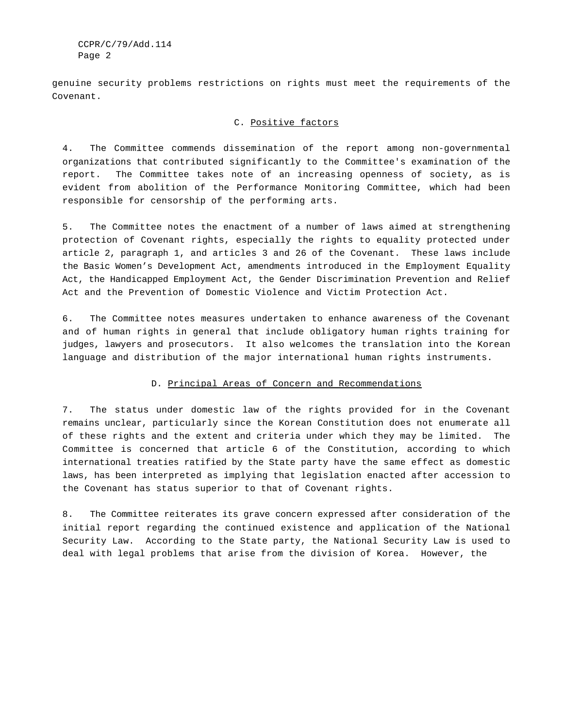genuine security problems restrictions on rights must meet the requirements of the Covenant.

## C. Positive factors

4. The Committee commends dissemination of the report among non-governmental organizations that contributed significantly to the Committee's examination of the report. The Committee takes note of an increasing openness of society, as is evident from abolition of the Performance Monitoring Committee, which had been responsible for censorship of the performing arts.

5. The Committee notes the enactment of a number of laws aimed at strengthening protection of Covenant rights, especially the rights to equality protected under article 2, paragraph 1, and articles 3 and 26 of the Covenant. These laws include the Basic Women's Development Act, amendments introduced in the Employment Equality Act, the Handicapped Employment Act, the Gender Discrimination Prevention and Relief Act and the Prevention of Domestic Violence and Victim Protection Act.

6. The Committee notes measures undertaken to enhance awareness of the Covenant and of human rights in general that include obligatory human rights training for judges, lawyers and prosecutors. It also welcomes the translation into the Korean language and distribution of the major international human rights instruments.

## D. Principal Areas of Concern and Recommendations

7. The status under domestic law of the rights provided for in the Covenant remains unclear, particularly since the Korean Constitution does not enumerate all of these rights and the extent and criteria under which they may be limited. The Committee is concerned that article 6 of the Constitution, according to which international treaties ratified by the State party have the same effect as domestic laws, has been interpreted as implying that legislation enacted after accession to the Covenant has status superior to that of Covenant rights.

8. The Committee reiterates its grave concern expressed after consideration of the initial report regarding the continued existence and application of the National Security Law. According to the State party, the National Security Law is used to deal with legal problems that arise from the division of Korea. However, the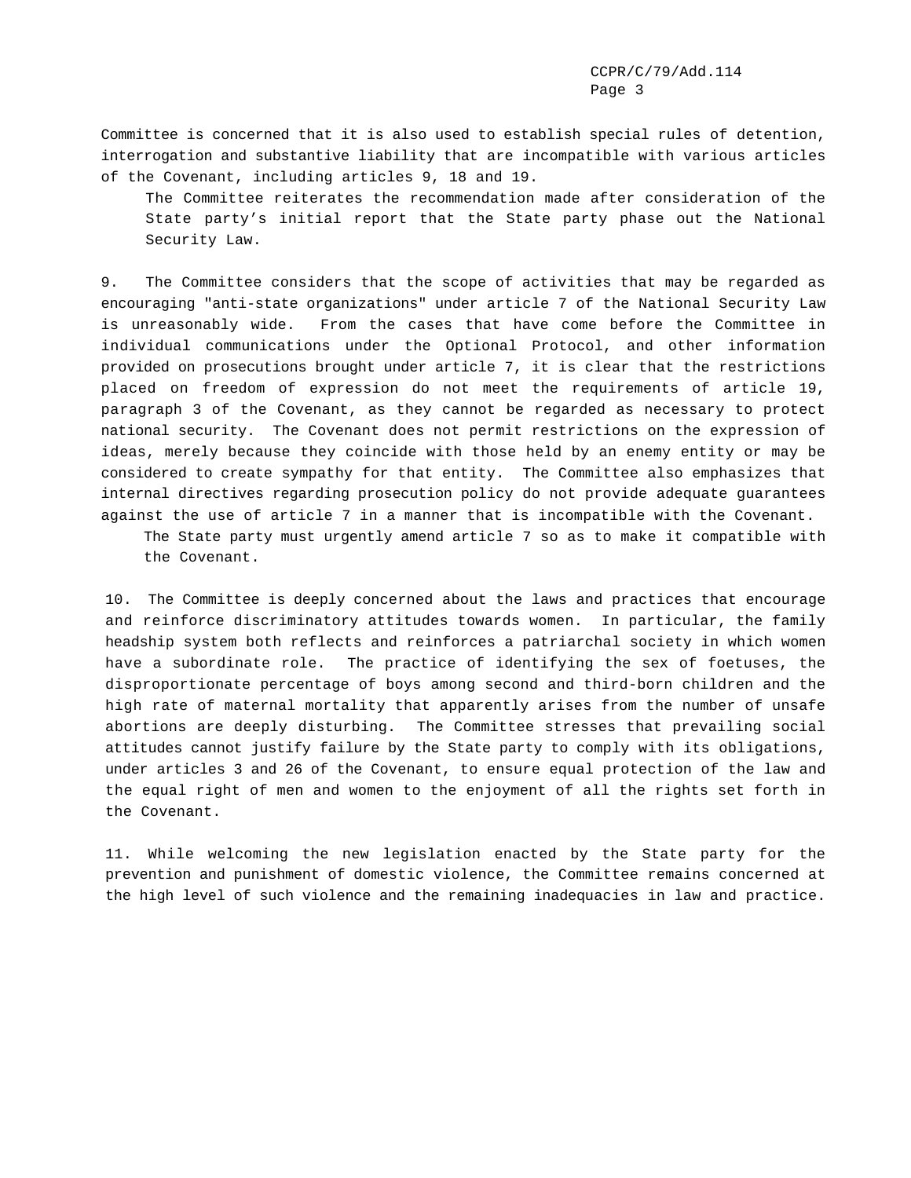Committee is concerned that it is also used to establish special rules of detention, interrogation and substantive liability that are incompatible with various articles of the Covenant, including articles 9, 18 and 19.

> The Committee reiterates the recommendation made after consideration of the State party's initial report that the State party phase out the National Security Law.

9. The Committee considers that the scope of activities that may be regarded as encouraging "anti-state organizations" under article 7 of the National Security Law is unreasonably wide. From the cases that have come before the Committee in individual communications under the Optional Protocol, and other information provided on prosecutions brought under article 7, it is clear that the restrictions placed on freedom of expression do not meet the requirements of article 19, paragraph 3 of the Covenant, as they cannot be regarded as necessary to protect national security. The Covenant does not permit restrictions on the expression of ideas, merely because they coincide with those held by an enemy entity or may be considered to create sympathy for that entity. The Committee also emphasizes that internal directives regarding prosecution policy do not provide adequate guarantees against the use of article 7 in a manner that is incompatible with the Covenant.

> The State party must urgently amend article 7 so as to make it compatible with the Covenant.

10. The Committee is deeply concerned about the laws and practices that encourage and reinforce discriminatory attitudes towards women. In particular, the family headship system both reflects and reinforces a patriarchal society in which women have a subordinate role. The practice of identifying the sex of foetuses, the disproportionate percentage of boys among second and third-born children and the high rate of maternal mortality that apparently arises from the number of unsafe abortions are deeply disturbing. The Committee stresses that prevailing social attitudes cannot justify failure by the State party to comply with its obligations, under articles 3 and 26 of the Covenant, to ensure equal protection of the law and the equal right of men and women to the enjoyment of all the rights set forth in the Covenant.

11. While welcoming the new legislation enacted by the State party for the prevention and punishment of domestic violence, the Committee remains concerned at the high level of such violence and the remaining inadequacies in law and practice.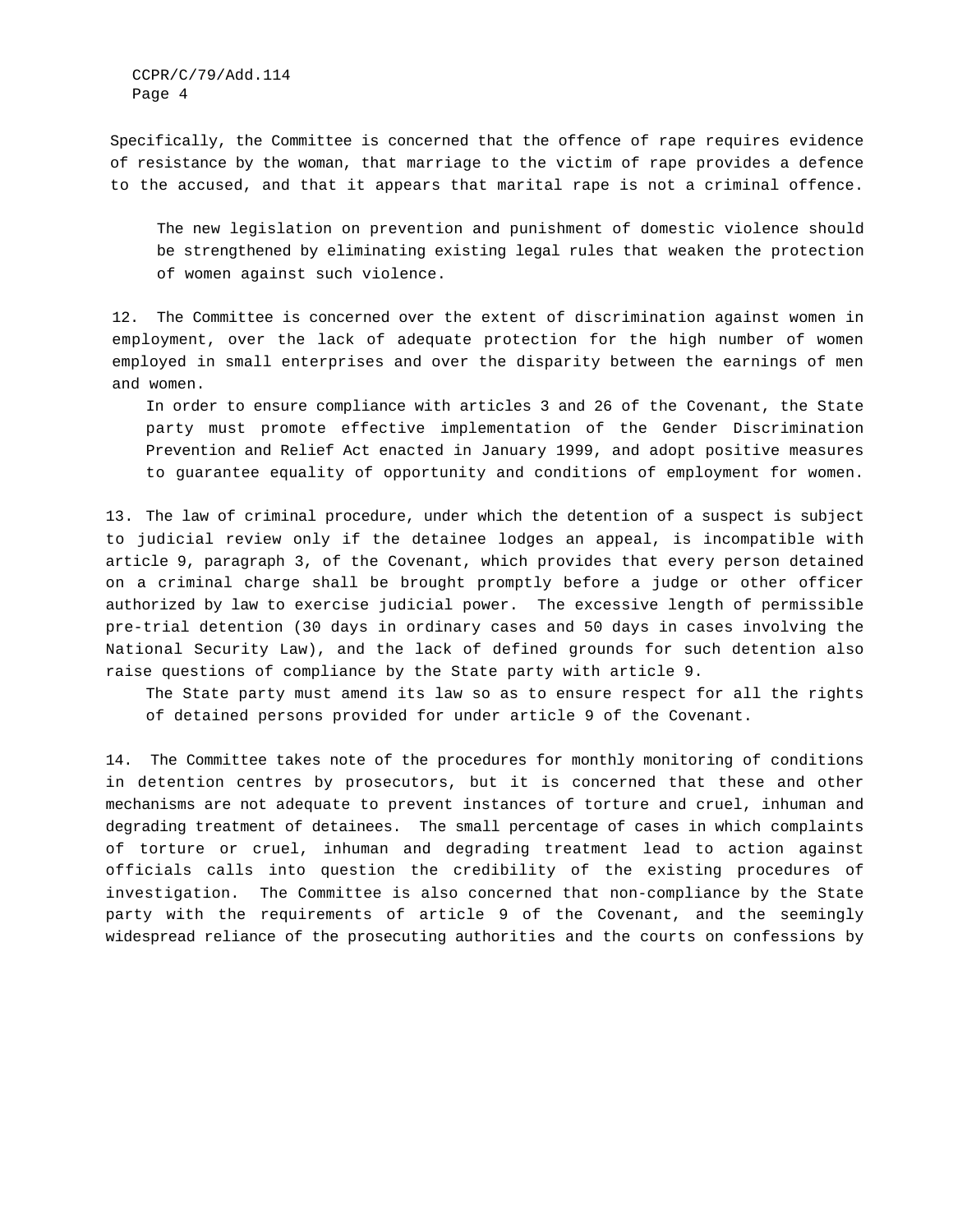Specifically, the Committee is concerned that the offence of rape requires evidence of resistance by the woman, that marriage to the victim of rape provides a defence to the accused, and that it appears that marital rape is not a criminal offence.

> The new legislation on prevention and punishment of domestic violence should be strengthened by eliminating existing legal rules that weaken the protection of women against such violence.

12. The Committee is concerned over the extent of discrimination against women in employment, over the lack of adequate protection for the high number of women employed in small enterprises and over the disparity between the earnings of men and women.

> In order to ensure compliance with articles 3 and 26 of the Covenant, the State party must promote effective implementation of the Gender Discrimination Prevention and Relief Act enacted in January 1999, and adopt positive measures to guarantee equality of opportunity and conditions of employment for women.

13. The law of criminal procedure, under which the detention of a suspect is subject to judicial review only if the detainee lodges an appeal, is incompatible with article 9, paragraph 3, of the Covenant, which provides that every person detained on a criminal charge shall be brought promptly before a judge or other officer authorized by law to exercise judicial power. The excessive length of permissible pre-trial detention (30 days in ordinary cases and 50 days in cases involving the National Security Law), and the lack of defined grounds for such detention also raise questions of compliance by the State party with article 9.

> The State party must amend its law so as to ensure respect for all the rights of detained persons provided for under article 9 of the Covenant.

14. The Committee takes note of the procedures for monthly monitoring of conditions in detention centres by prosecutors, but it is concerned that these and other mechanisms are not adequate to prevent instances of torture and cruel, inhuman and degrading treatment of detainees. The small percentage of cases in which complaints of torture or cruel, inhuman and degrading treatment lead to action against officials calls into question the credibility of the existing procedures of investigation. The Committee is also concerned that non-compliance by the State party with the requirements of article 9 of the Covenant, and the seemingly widespread reliance of the prosecuting authorities and the courts on confessions by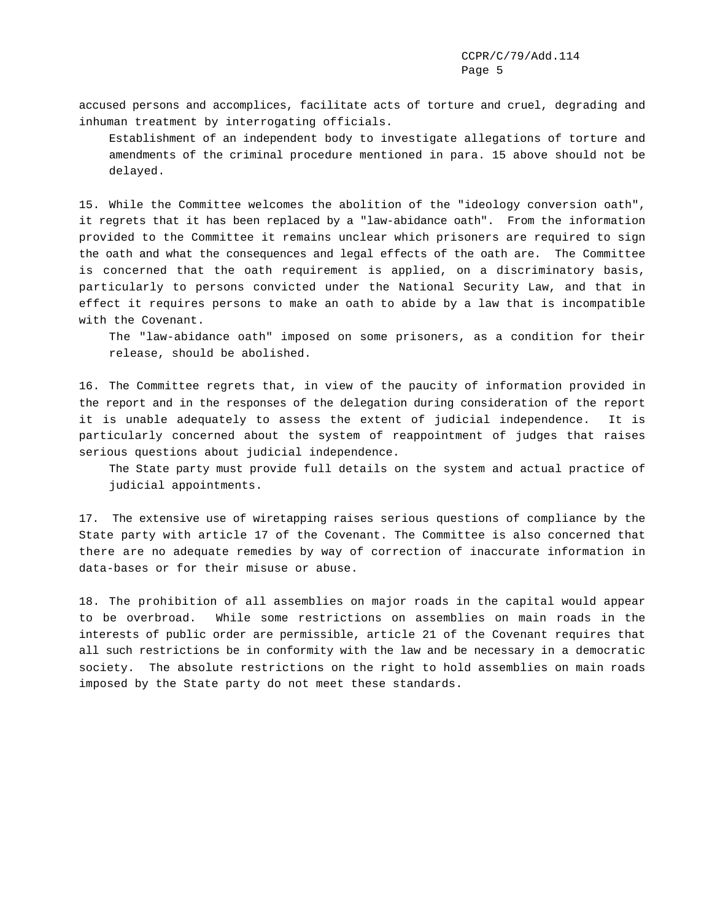accused persons and accomplices, facilitate acts of torture and cruel, degrading and inhuman treatment by interrogating officials.

> Establishment of an independent body to investigate allegations of torture and amendments of the criminal procedure mentioned in para. 15 above should not be delayed.

15. While the Committee welcomes the abolition of the "ideology conversion oath", it regrets that it has been replaced by a "law-abidance oath". From the information provided to the Committee it remains unclear which prisoners are required to sign the oath and what the consequences and legal effects of the oath are. The Committee is concerned that the oath requirement is applied, on a discriminatory basis, particularly to persons convicted under the National Security Law, and that in effect it requires persons to make an oath to abide by a law that is incompatible with the Covenant.

> The "law-abidance oath" imposed on some prisoners, as a condition for their release, should be abolished.

16. The Committee regrets that, in view of the paucity of information provided in the report and in the responses of the delegation during consideration of the report it is unable adequately to assess the extent of judicial independence. It is particularly concerned about the system of reappointment of judges that raises serious questions about judicial independence.

> The State party must provide full details on the system and actual practice of judicial appointments.

17. The extensive use of wiretapping raises serious questions of compliance by the State party with article 17 of the Covenant. The Committee is also concerned that there are no adequate remedies by way of correction of inaccurate information in data-bases or for their misuse or abuse.

18. The prohibition of all assemblies on major roads in the capital would appear to be overbroad. While some restrictions on assemblies on main roads in the interests of public order are permissible, article 21 of the Covenant requires that all such restrictions be in conformity with the law and be necessary in a democratic society. The absolute restrictions on the right to hold assemblies on main roads imposed by the State party do not meet these standards.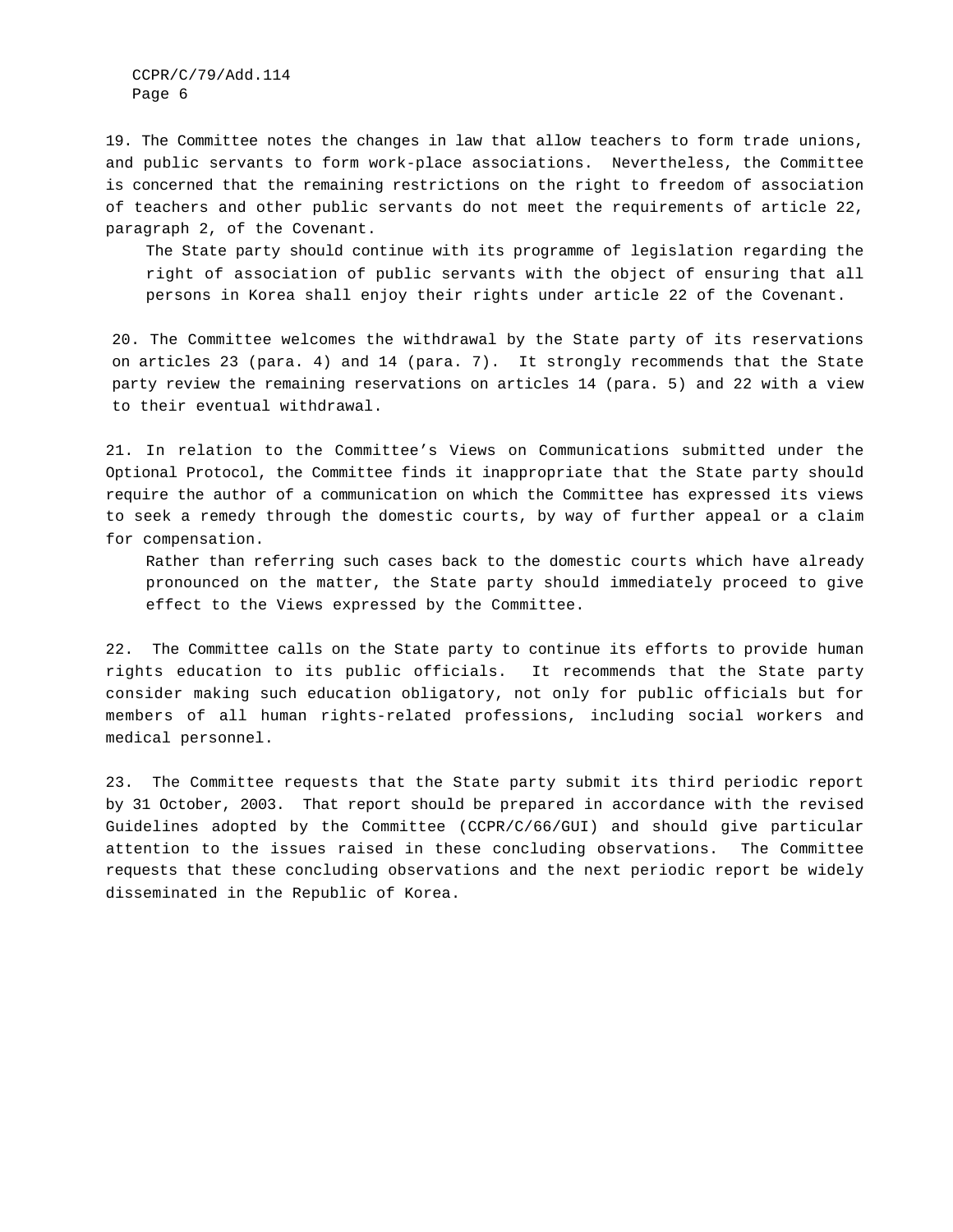19. The Committee notes the changes in law that allow teachers to form trade unions, and public servants to form work-place associations. Nevertheless, the Committee is concerned that the remaining restrictions on the right to freedom of association of teachers and other public servants do not meet the requirements of article 22, paragraph 2, of the Covenant.

> The State party should continue with its programme of legislation regarding the right of association of public servants with the object of ensuring that all persons in Korea shall enjoy their rights under article 22 of the Covenant.

20. The Committee welcomes the withdrawal by the State party of its reservations on articles 23 (para. 4) and 14 (para. 7). It strongly recommends that the State party review the remaining reservations on articles 14 (para. 5) and 22 with a view to their eventual withdrawal.

21. In relation to the Committee's Views on Communications submitted under the Optional Protocol, the Committee finds it inappropriate that the State party should require the author of a communication on which the Committee has expressed its views to seek a remedy through the domestic courts, by way of further appeal or a claim for compensation.

> Rather than referring such cases back to the domestic courts which have already pronounced on the matter, the State party should immediately proceed to give effect to the Views expressed by the Committee.

22. The Committee calls on the State party to continue its efforts to provide human rights education to its public officials. It recommends that the State party consider making such education obligatory, not only for public officials but for members of all human rights-related professions, including social workers and medical personnel.

23. The Committee requests that the State party submit its third periodic report by 31 October, 2003. That report should be prepared in accordance with the revised Guidelines adopted by the Committee (CCPR/C/66/GUI) and should give particular attention to the issues raised in these concluding observations. The Committee requests that these concluding observations and the next periodic report be widely disseminated in the Republic of Korea.